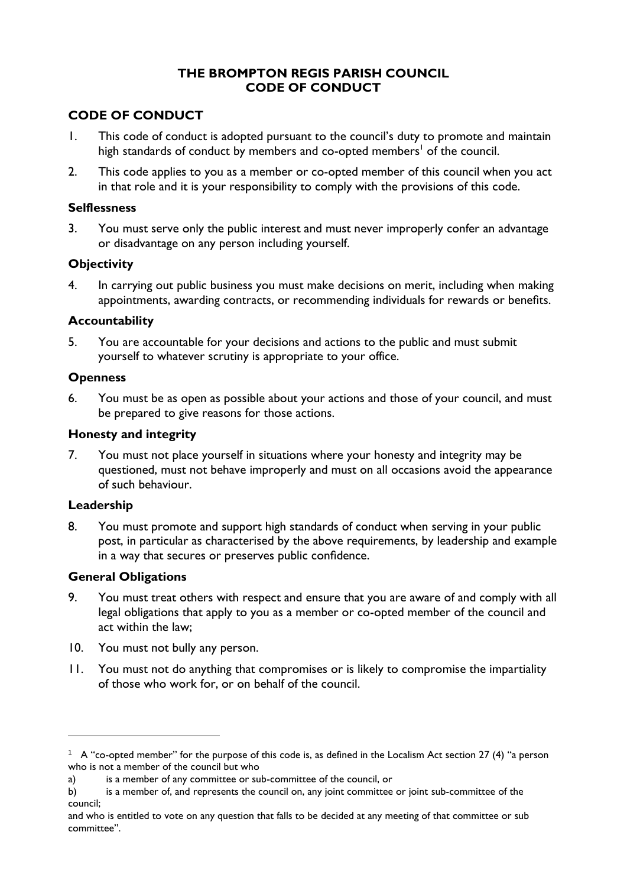# THE BROMPTON REGIS PARISH COUNCIL CODE OF CONDUCT

## CODE OF CONDUCT

1. This code of conduct is adopted pursuant to the council's duty to promote and maintain high standards of conduct by members and co-opted members[1] of the council.

2. This code applies to you as a member or co-opted member of this council when you act in that role and it is your responsibility to comply with the provisions of this code.

### Selflessness

3. You must serve only the public interest and must never improperly confer an advantage or disadvantage on any person including yourself.

### Objectivity

4. In carrying out public business you must make decisions on merit, including when making appointments, awarding contracts, or recommending individuals for rewards or benefits.

### Accountability

5. You are accountable for your decisions and actions to the public and must submit yourself to whatever scrutiny is appropriate to your office.

### Openness

6. You must be as open as possible about your actions and those of your council, and must be prepared to give reasons for those actions.

### Honesty and integrity

7. You must not place yourself in situations where your honesty and integrity may be questioned, must not behave improperly and must on all occasions avoid the appearance of such behaviour.

### Leadership

8. You must promote and support high standards of conduct when serving in your public post, in particular as characterised by the above requirements, by leadership and example in a way that secures or preserves public confidence.

### General Obligations

9. You must treat others with respect and ensure that you are aware of and comply with all legal obligations that apply to you as a member or co-opted member of the council and act within the law;

10. You must not bully any person.

11. You must not do anything that compromises or is likely to compromise the impartiality of those who work for, or on behalf of the council.

---

[1] A "co-opted member" for the purpose of this code is, as defined in the Localism Act section 27 (4) "a person who is not a member of the council but who

a) is a member of any committee or sub-committee of the council, or

b) is a member of, and represents the council on, any joint committee or joint sub-committee of the council;

and who is entitled to vote on any question that falls to be decided at any meeting of that committee or sub committee".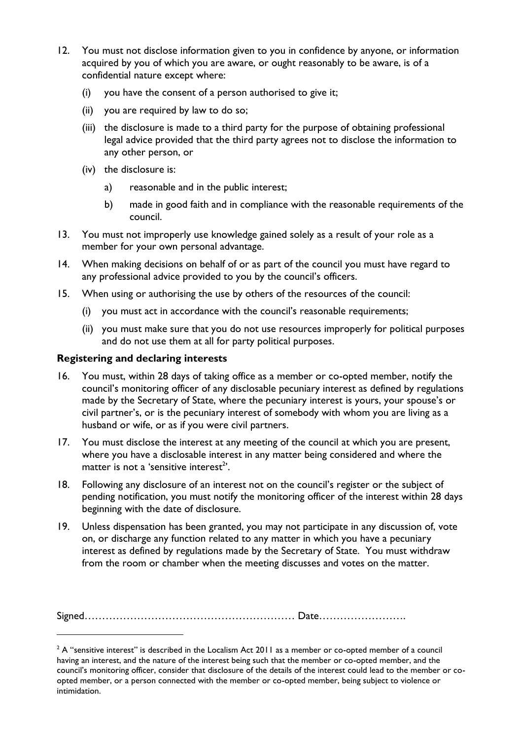12. You must not disclose information given to you in confidence by anyone, or information acquired by you of which you are aware, or ought reasonably to be aware, is of a confidential nature except where:

    (i) you have the consent of a person authorised to give it;

    (ii) you are required by law to do so;

    (iii) the disclosure is made to a third party for the purpose of obtaining professional legal advice provided that the third party agrees not to disclose the information to any other person, or

    (iv) the disclosure is:

       a) reasonable and in the public interest;

       b) made in good faith and in compliance with the reasonable requirements of the council.

13. You must not improperly use knowledge gained solely as a result of your role as a member for your own personal advantage.

14. When making decisions on behalf of or as part of the council you must have regard to any professional advice provided to you by the council's officers.

15. When using or authorising the use by others of the resources of the council:

    (i) you must act in accordance with the council's reasonable requirements;

    (ii) you must make sure that you do not use resources improperly for political purposes and do not use them at all for party political purposes.

**Registering and declaring interests**

16. You must, within 28 days of taking office as a member or co-opted member, notify the council's monitoring officer of any disclosable pecuniary interest as defined by regulations made by the Secretary of State, where the pecuniary interest is yours, your spouse's or civil partner's, or is the pecuniary interest of somebody with whom you are living as a husband or wife, or as if you were civil partners.

17. You must disclose the interest at any meeting of the council at which you are present, where you have a disclosable interest in any matter being considered and where the matter is not a 'sensitive interest[2]'.

18. Following any disclosure of an interest not on the council's register or the subject of pending notification, you must notify the monitoring officer of the interest within 28 days beginning with the date of disclosure.

19. Unless dispensation has been granted, you may not participate in any discussion of, vote on, or discharge any function related to any matter in which you have a pecuniary interest as defined by regulations made by the Secretary of State. You must withdraw from the room or chamber when the meeting discusses and votes on the matter.

Signed………………………………………………… Date…………………….

[2] A "sensitive interest" is described in the Localism Act 2011 as a member or co-opted member of a council having an interest, and the nature of the interest being such that the member or co-opted member, and the council's monitoring officer, consider that disclosure of the details of the interest could lead to the member or co-opted member, or a person connected with the member or co-opted member, being subject to violence or intimidation.